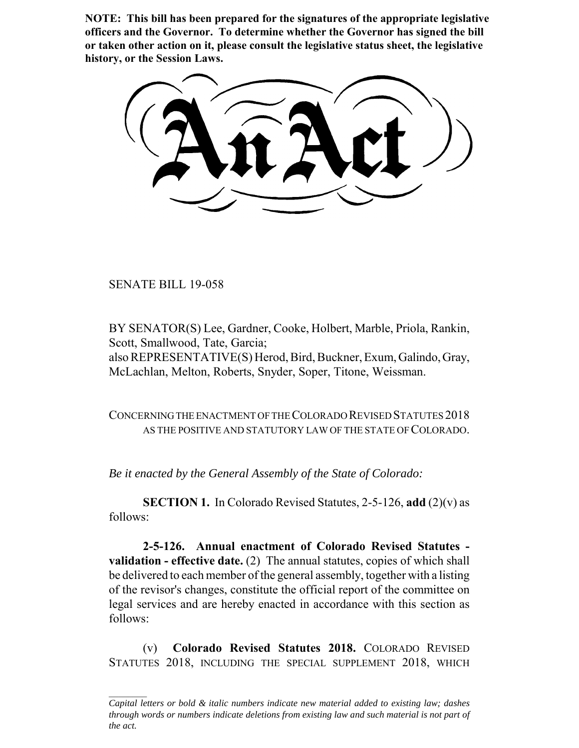**NOTE: This bill has been prepared for the signatures of the appropriate legislative officers and the Governor. To determine whether the Governor has signed the bill or taken other action on it, please consult the legislative status sheet, the legislative history, or the Session Laws.**

# An Act

SENATE BILL 19-058

BY SENATOR(S) Lee, Gardner, Cooke, Holbert, Marble, Priola, Rankin, Scott, Smallwood, Tate, Garcia;
also REPRESENTATIVE(S) Herod, Bird, Buckner, Exum, Galindo, Gray, McLachlan, Melton, Roberts, Snyder, Soper, Titone, Weissman.

CONCERNING THE ENACTMENT OF THE COLORADO REVISED STATUTES 2018 AS THE POSITIVE AND STATUTORY LAW OF THE STATE OF COLORADO.

*Be it enacted by the General Assembly of the State of Colorado:*

**SECTION 1.** In Colorado Revised Statutes, 2-5-126, **add** (2)(v) as follows:

**2-5-126. Annual enactment of Colorado Revised Statutes - validation - effective date.** (2) The annual statutes, copies of which shall be delivered to each member of the general assembly, together with a listing of the revisor's changes, constitute the official report of the committee on legal services and are hereby enacted in accordance with this section as follows:

(v) **Colorado Revised Statutes 2018.** COLORADO REVISED STATUTES 2018, INCLUDING THE SPECIAL SUPPLEMENT 2018, WHICH

*Capital letters or bold & italic numbers indicate new material added to existing law; dashes through words or numbers indicate deletions from existing law and such material is not part of the act.*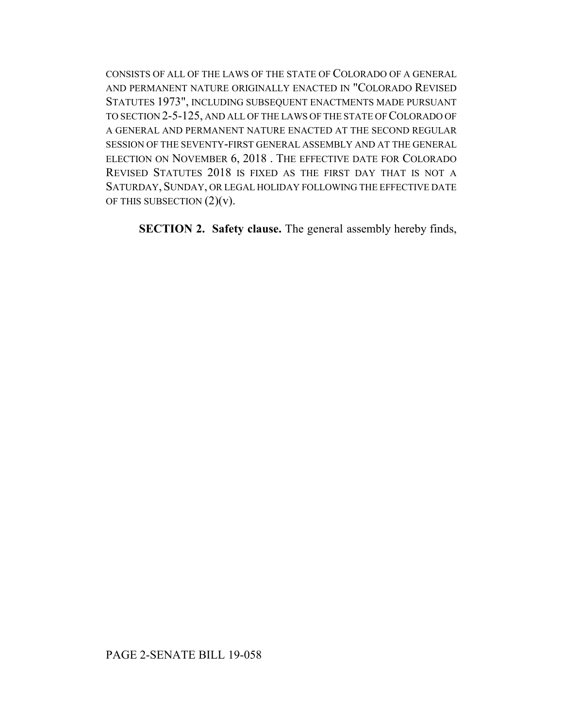CONSISTS OF ALL OF THE LAWS OF THE STATE OF COLORADO OF A GENERAL AND PERMANENT NATURE ORIGINALLY ENACTED IN "COLORADO REVISED STATUTES 1973", INCLUDING SUBSEQUENT ENACTMENTS MADE PURSUANT TO SECTION 2-5-125, AND ALL OF THE LAWS OF THE STATE OF COLORADO OF A GENERAL AND PERMANENT NATURE ENACTED AT THE SECOND REGULAR SESSION OF THE SEVENTY-FIRST GENERAL ASSEMBLY AND AT THE GENERAL ELECTION ON NOVEMBER 6, 2018 . THE EFFECTIVE DATE FOR COLORADO REVISED STATUTES 2018 IS FIXED AS THE FIRST DAY THAT IS NOT A SATURDAY, SUNDAY, OR LEGAL HOLIDAY FOLLOWING THE EFFECTIVE DATE OF THIS SUBSECTION (2)(v).

**SECTION 2. Safety clause.** The general assembly hereby finds,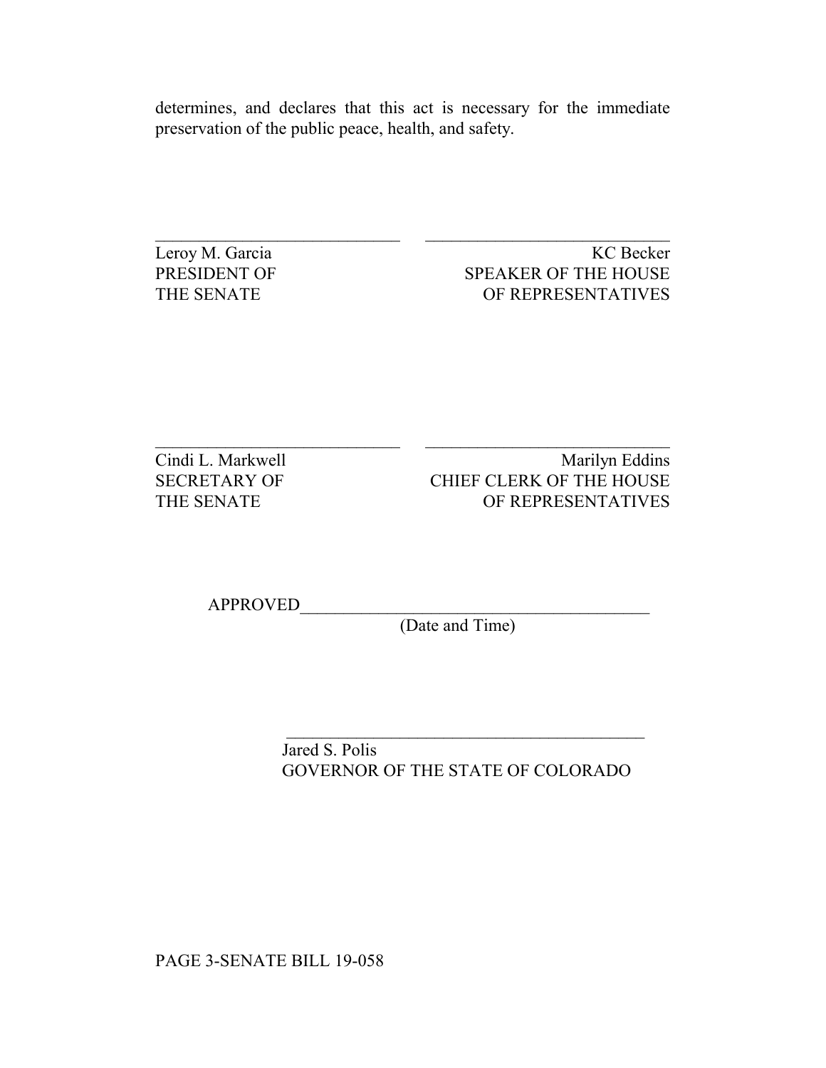determines, and declares that this act is necessary for the immediate preservation of the public peace, health, and safety.

| | |
|---|---|
| ____________________________ | ____________________________ |
| Leroy M. Garcia | KC Becker |
| PRESIDENT OF THE SENATE | SPEAKER OF THE HOUSE OF REPRESENTATIVES |

| | |
|---|---|
| ____________________________ | ____________________________ |
| Cindi L. Markwell | Marilyn Eddins |
| SECRETARY OF THE SENATE | CHIEF CLERK OF THE HOUSE OF REPRESENTATIVES |

APPROVED________________________________________
(Date and Time)

_________________________________________
Jared S. Polis
GOVERNOR OF THE STATE OF COLORADO

PAGE 3-SENATE BILL 19-058